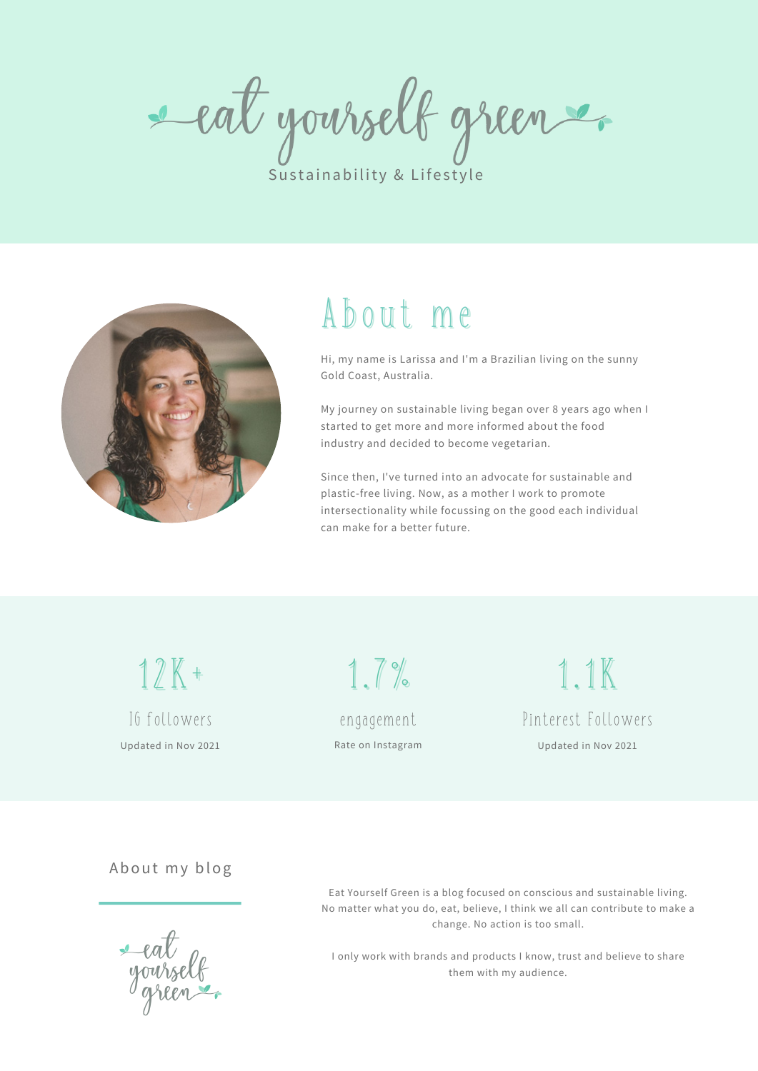# eat yourself green

Sustainability & Lifestyle

## About me

Hi, my name is Larissa and I'm a Brazilian living on the sunny Gold Coast, Australia.

My journey on sustainable living began over 8 years ago when I started to get more and more informed about the food industry and decided to become vegetarian.

Since then, I've turned into an advocate for sustainable and plastic-free living. Now, as a mother I work to promote intersectionality while focussing on the good each individual can make for a better future.

**12K+**
IG followers
Updated in Nov 2021

**1.7%**
engagement
Rate on Instagram

**1.1K**
Pinterest Followers
Updated in Nov 2021

## About my blog

eat yourself green

Eat Yourself Green is a blog focused on conscious and sustainable living. No matter what you do, eat, believe, I think we all can contribute to make a change. No action is too small.

I only work with brands and products I know, trust and believe to share them with my audience.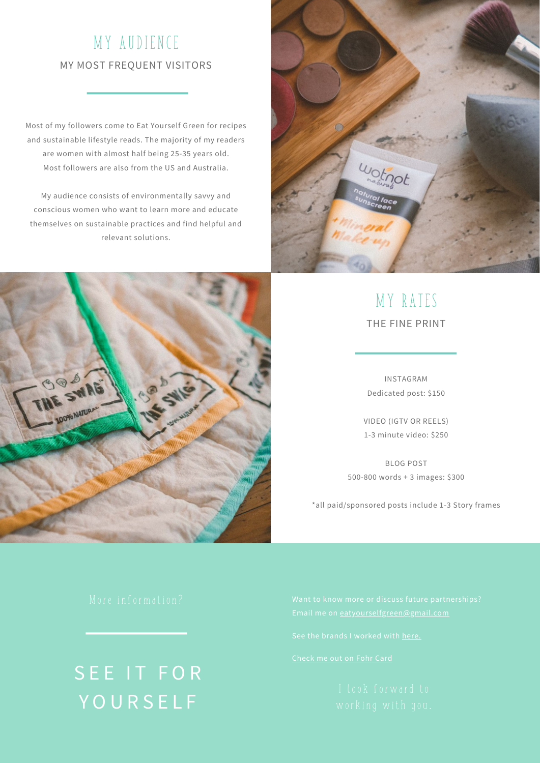## MY AUDIENCE

MY MOST FREQUENT VISITORS

Most of my followers come to Eat Yourself Green for recipes and sustainable lifestyle reads. The majority of my readers are women with almost half being 25-35 years old. Most followers are also from the US and Australia.

My audience consists of environmentally savvy and conscious women who want to learn more and educate themselves on sustainable practices and find helpful and relevant solutions.

## MY RATES

THE FINE PRINT

INSTAGRAM
Dedicated post: $150

VIDEO (IGTV OR REELS)
1-3 minute video: $250

BLOG POST
500-800 words + 3 images: $300

*all paid/sponsored posts include 1-3 Story frames

More information?

## SEE IT FOR YOURSELF

Want to know more or discuss future partnerships?
Email me on eatyourselfgreen@gmail.com

See the brands I worked with here.

Check me out on Fohr Card

I look forward to working with you.